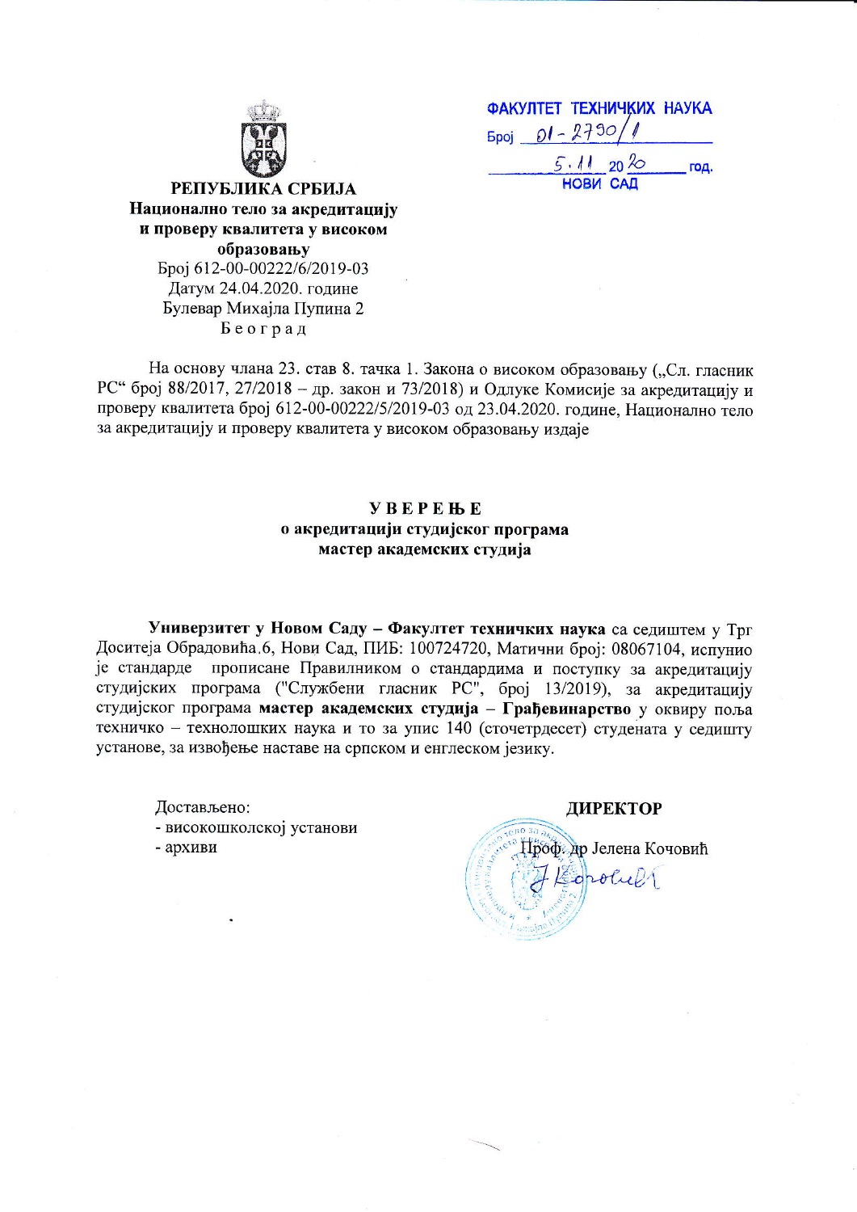ФАКУЛТЕТ ТЕХНИЧКИХ НАУКА
Број 01-2790/1
5.11.2020 год.
НОВИ САД

**РЕПУБЛИКА СРБИЈА**
**Национално тело за акредитацију и проверу квалитета у високом образовању**
Број 612-00-00222/6/2019-03
Датум 24.04.2020. године
Булевар Михајла Пупина 2
Београд

На основу члана 23. став 8. тачка 1. Закона о високом образовању („Сл. гласник РС" број 88/2017, 27/2018 – др. закон и 73/2018) и Одлуке Комисије за акредитацију и проверу квалитета број 612-00-00222/5/2019-03 од 23.04.2020. године, Национално тело за акредитацију и проверу квалитета у високом образовању издаје

**УВЕРЕЊЕ**
**о акредитацији студијског програма**
**мастер академских студија**

**Универзитет у Новом Саду – Факултет техничких наука** са седиштем у Трг Доситеја Обрадовића 6, Нови Сад, ПИБ: 100724720, Матични број: 08067104, испунио је стандарде прописане Правилником о стандардима и поступку за акредитацију студијских програма ("Службени гласник РС", број 13/2019), за акредитацију студијског програма **мастер академских студија – Грађевинарство** у оквиру поља техничко – технолошких наука и то за упис 140 (сточетрдесет) студената у седишту установе, за извођење наставе на српском и енглеском језику.

Достављено:
- високошколској установи
- архиви

**ДИРЕКТОР**

Проф. др Јелена Кочовић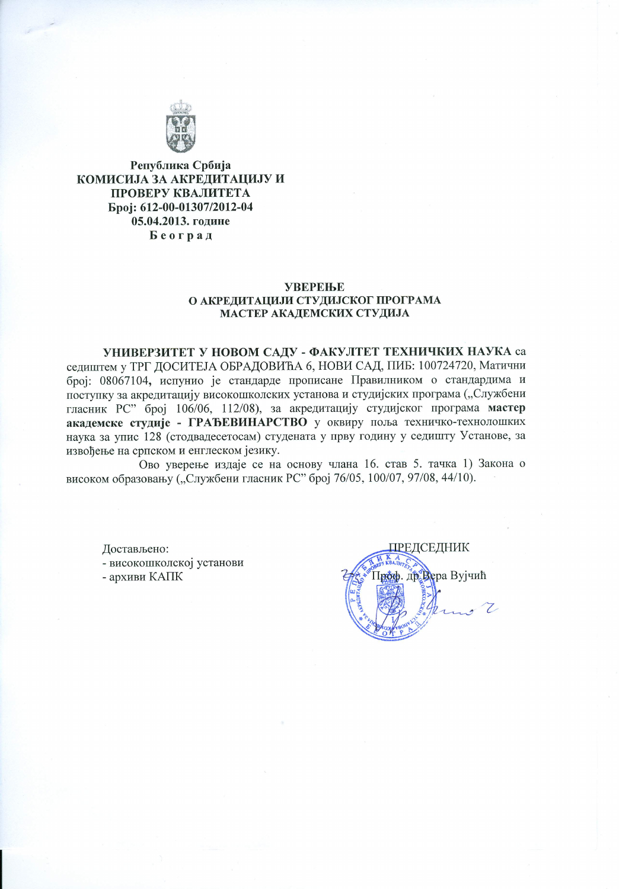**Република Србија**
**КОМИСИЈА ЗА АКРЕДИТАЦИЈУ И ПРОВЕРУ КВАЛИТЕТА**
**Број: 612-00-01307/2012-04**
**05.04.2013. године**
**Б е о г р а д**

# УВЕРЕЊЕ
## О АКРЕДИТАЦИЈИ СТУДИЈСКОГ ПРОГРАМА МАСТЕР АКАДЕМСКИХ СТУДИЈА

**УНИВЕРЗИТЕТ У НОВОМ САДУ - ФАКУЛТЕТ ТЕХНИЧКИХ НАУКА** са седиштем у ТРГ ДОСИТЕЈА ОБРАДОВИЋА 6, НОВИ САД, ПИБ: 100724720, Матични број: 08067104**,** испунио је стандарде прописане Правилником о стандардима и поступку за акредитацију високошколских установа и студијских програма („Службени гласник РС" број 106/06, 112/08), за акредитацију студијског програма **мастер академске студије - ГРАЂЕВИНАРСТВО** у оквиру поља техничко-технолошких наука за упис 128 (стодвадесетосам) студената у прву годину у седишту Установе, за извођење на српском и енглеском језику.

Ово уверење издаје се на основу члана 16. став 5. тачка 1) Закона о високом образовању („Службени гласник РС" број 76/05, 100/07, 97/08, 44/10).

Достављено:
- високошколској установи
- архиви КАПК

ПРЕДСЕДНИК

Проф. др Вера Вујчић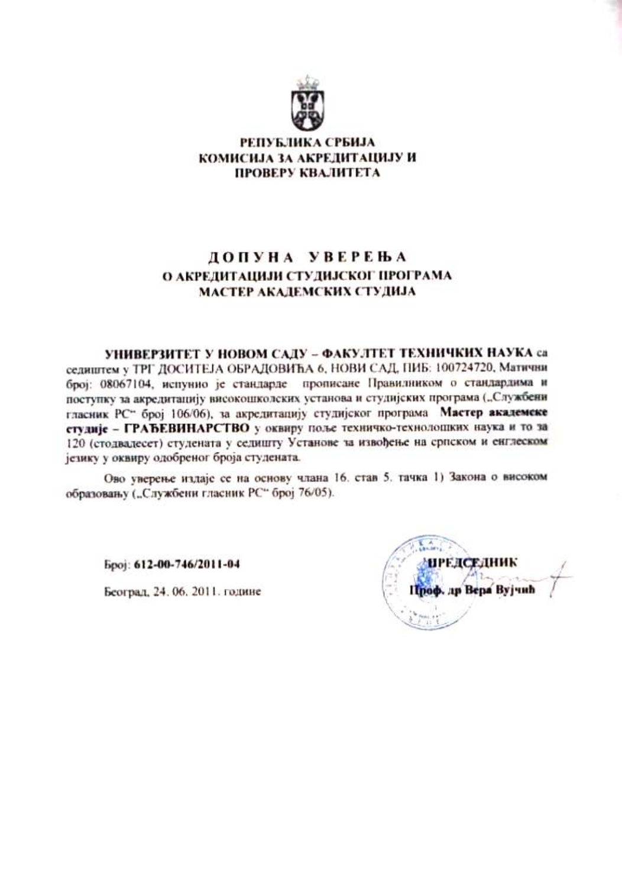**РЕПУБЛИКА СРБИЈА**
**КОМИСИЈА ЗА АКРЕДИТАЦИЈУ И ПРОВЕРУ КВАЛИТЕТА**

# ДОПУНА УВЕРЕЊА

## О АКРЕДИТАЦИЈИ СТУДИЈСКОГ ПРОГРАМА МАСТЕР АКАДЕМСКИХ СТУДИЈА

**УНИВЕРЗИТЕТ У НОВОМ САДУ – ФАКУЛТЕТ ТЕХНИЧКИХ НАУКА** са седиштем у ТРГ ДОСИТЕЈА ОБРАДОВИЋА 6, НОВИ САД, ПИБ: 100724720, Матични број: 08067104, испунио је стандарде прописане Правилником о стандардима и поступку за акредитацију високошколских установа и студијских програма („Службени гласник РС" број 106/06), за акредитацију студијског програма **Мастер академске студије – ГРАЂЕВИНАРСТВО** у оквиру поље техничко-технолошких наука и то за 120 (стодвадесет) студената у седишту Установе за извођење на српском и енглеском језику у оквиру одобреног броја студената.

Ово уверење издаје се на основу члана 16. став 5. тачка 1) Закона о високом образовању („Службени гласник РС" број 76/05).

Број: **612-00-746/2011-04**

Београд, 24. 06. 2011. године

**ПРЕДСЕДНИК**
**Проф. др Вера Вујчић**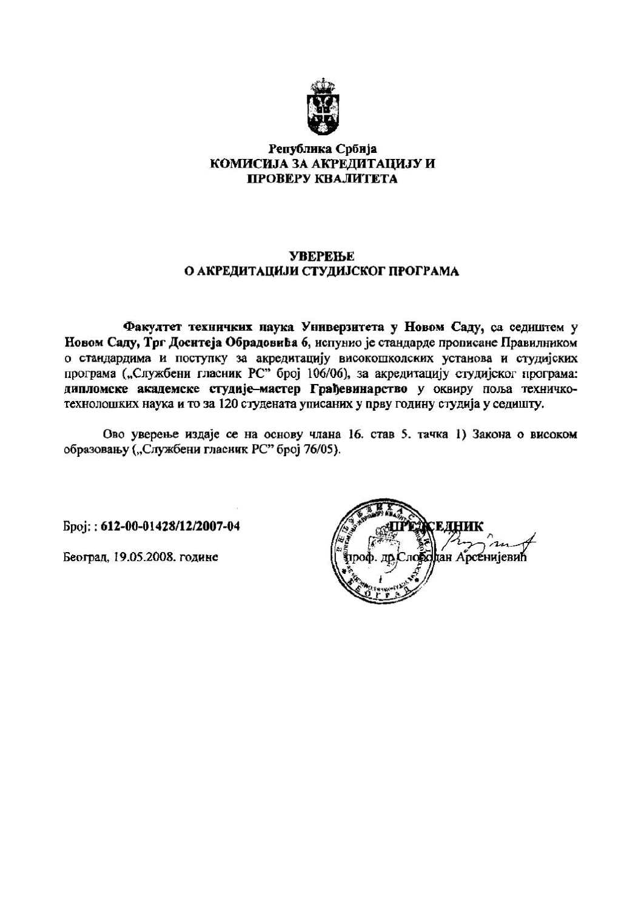Република Србија
**КОМИСИЈА ЗА АКРЕДИТАЦИЈУ И ПРОВЕРУ КВАЛИТЕТА**

## УВЕРЕЊЕ
## О АКРЕДИТАЦИЈИ СТУДИЈСКОГ ПРОГРАМА

**Факултет техничких наука Универзитета у Новом Саду,** са седиштем у **Новом Саду, Трг Доситеја Обрадовића 6,** испунио је стандарде прописане Правилником о стандардима и поступку за акредитацију високошколских установа и студијских програма („Службени гласник РС" број 106/06), за акредитацију студијског програма: **дипломске академске студије–мастер Грађевинарство** у оквиру поља техничко-технолошких наука и то за 120 студената уписаних у прву годину студија у седишту.

Ово уверење издаје се на основу члана 16. став 5. тачка 1) Закона о високом образовању („Службени гласник РС" број 76/05).

Број: : **612-00-01428/12/2007-04**

Београд, 19.05.2008. године

**ПРЕДСЕДНИК**

проф. др Слободан Арсенијевић